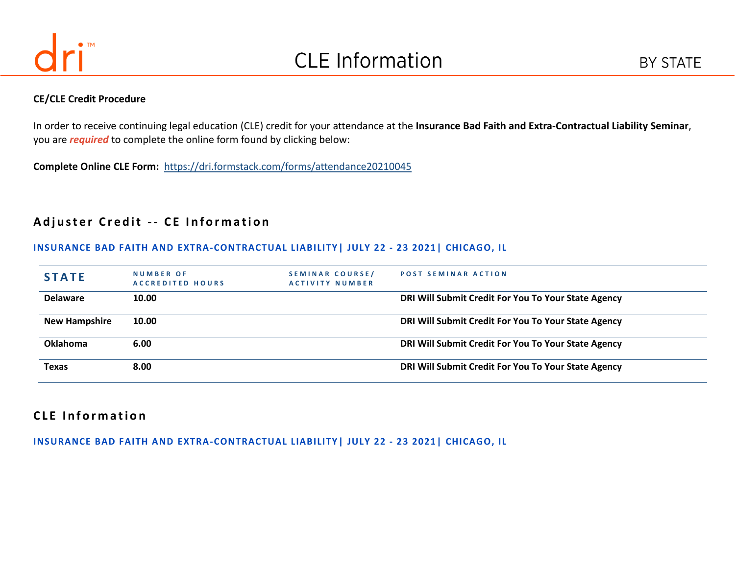# CLE Information

BY STATE

**CE/CLE Credit Procedure**

In order to receive continuing legal education (CLE) credit for your attendance at the **Insurance Bad Faith and Extra-Contractual Liability Seminar**, you are ***required*** to complete the online form found by clicking below:

**Complete Online CLE Form:** https://dri.formstack.com/forms/attendance20210045

## Adjuster Credit -- CE Information

**INSURANCE BAD FAITH AND EXTRA-CONTRACTUAL LIABILITY| JULY 22 - 23 2021| CHICAGO, IL**

| STATE | NUMBER OF ACCREDITED HOURS | SEMINAR COURSE/ ACTIVITY NUMBER | POST SEMINAR ACTION |
|---|---|---|---|
| **Delaware** | **10.00** | | **DRI Will Submit Credit For You To Your State Agency** |
| **New Hampshire** | **10.00** | | **DRI Will Submit Credit For You To Your State Agency** |
| **Oklahoma** | **6.00** | | **DRI Will Submit Credit For You To Your State Agency** |
| **Texas** | **8.00** | | **DRI Will Submit Credit For You To Your State Agency** |

## CLE Information

**INSURANCE BAD FAITH AND EXTRA-CONTRACTUAL LIABILITY| JULY 22 - 23 2021| CHICAGO, IL**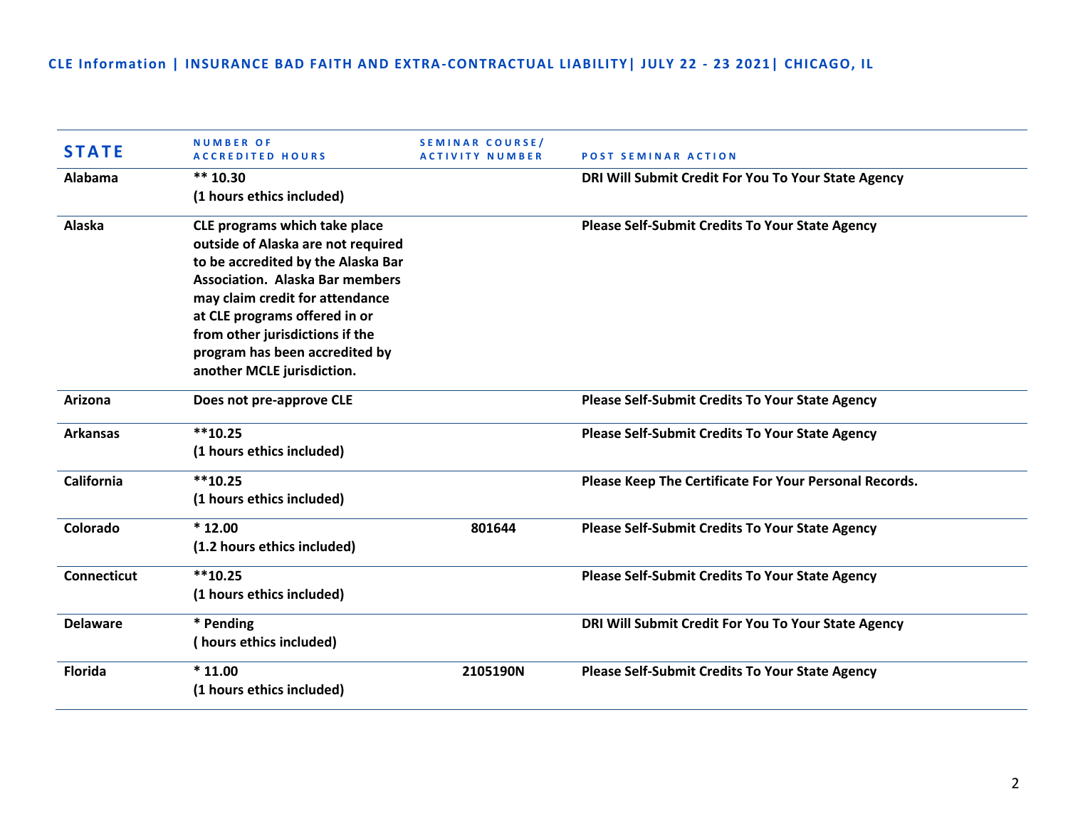**CLE Information | INSURANCE BAD FAITH AND EXTRA-CONTRACTUAL LIABILITY| JULY 22 - 23 2021| CHICAGO, IL**

| STATE | NUMBER OF ACCREDITED HOURS | SEMINAR COURSE/ ACTIVITY NUMBER | POST SEMINAR ACTION |
|---|---|---|---|
| Alabama | ** 10.30<br>(1 hours ethics included) | | DRI Will Submit Credit For You To Your State Agency |
| Alaska | CLE programs which take place outside of Alaska are not required to be accredited by the Alaska Bar Association. Alaska Bar members may claim credit for attendance at CLE programs offered in or from other jurisdictions if the program has been accredited by another MCLE jurisdiction. | | Please Self-Submit Credits To Your State Agency |
| Arizona | Does not pre-approve CLE | | Please Self-Submit Credits To Your State Agency |
| Arkansas | **10.25<br>(1 hours ethics included) | | Please Self-Submit Credits To Your State Agency |
| California | **10.25<br>(1 hours ethics included) | | Please Keep The Certificate For Your Personal Records. |
| Colorado | * 12.00<br>(1.2 hours ethics included) | 801644 | Please Self-Submit Credits To Your State Agency |
| Connecticut | **10.25<br>(1 hours ethics included) | | Please Self-Submit Credits To Your State Agency |
| Delaware | * Pending<br>( hours ethics included) | | DRI Will Submit Credit For You To Your State Agency |
| Florida | * 11.00<br>(1 hours ethics included) | 2105190N | Please Self-Submit Credits To Your State Agency |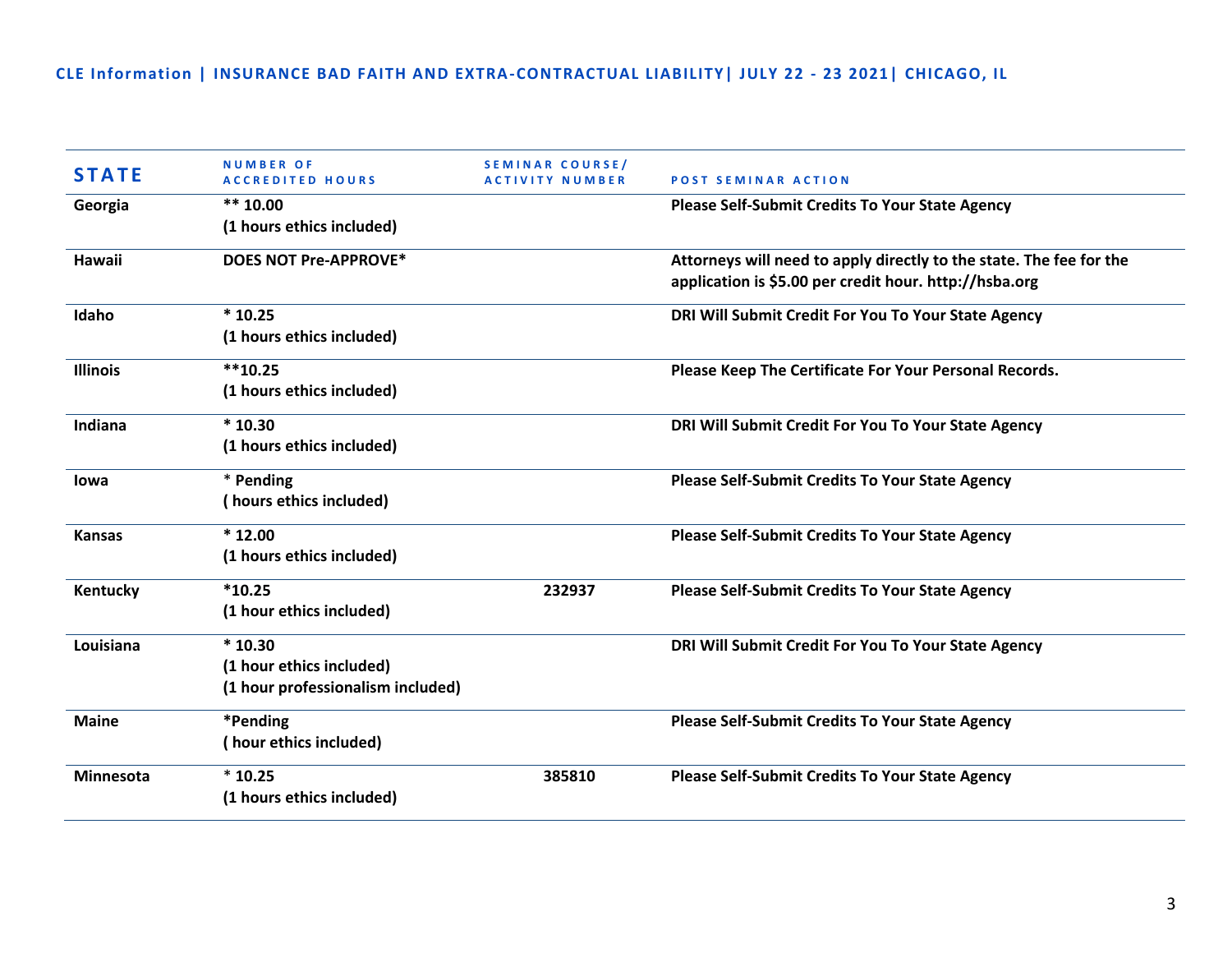**CLE Information | INSURANCE BAD FAITH AND EXTRA-CONTRACTUAL LIABILITY| JULY 22 - 23 2021| CHICAGO, IL**

| STATE | NUMBER OF ACCREDITED HOURS | SEMINAR COURSE/ ACTIVITY NUMBER | POST SEMINAR ACTION |
|---|---|---|---|
| Georgia | ** 10.00<br>(1 hours ethics included) | | Please Self-Submit Credits To Your State Agency |
| Hawaii | DOES NOT Pre-APPROVE* | | Attorneys will need to apply directly to the state. The fee for the application is $5.00 per credit hour. http://hsba.org |
| Idaho | * 10.25<br>(1 hours ethics included) | | DRI Will Submit Credit For You To Your State Agency |
| Illinois | **10.25<br>(1 hours ethics included) | | Please Keep The Certificate For Your Personal Records. |
| Indiana | * 10.30<br>(1 hours ethics included) | | DRI Will Submit Credit For You To Your State Agency |
| Iowa | * Pending<br>( hours ethics included) | | Please Self-Submit Credits To Your State Agency |
| Kansas | * 12.00<br>(1 hours ethics included) | | Please Self-Submit Credits To Your State Agency |
| Kentucky | *10.25<br>(1 hour ethics included) | 232937 | Please Self-Submit Credits To Your State Agency |
| Louisiana | * 10.30<br>(1 hour ethics included)<br>(1 hour professionalism included) | | DRI Will Submit Credit For You To Your State Agency |
| Maine | *Pending<br>( hour ethics included) | | Please Self-Submit Credits To Your State Agency |
| Minnesota | * 10.25<br>(1 hours ethics included) | 385810 | Please Self-Submit Credits To Your State Agency |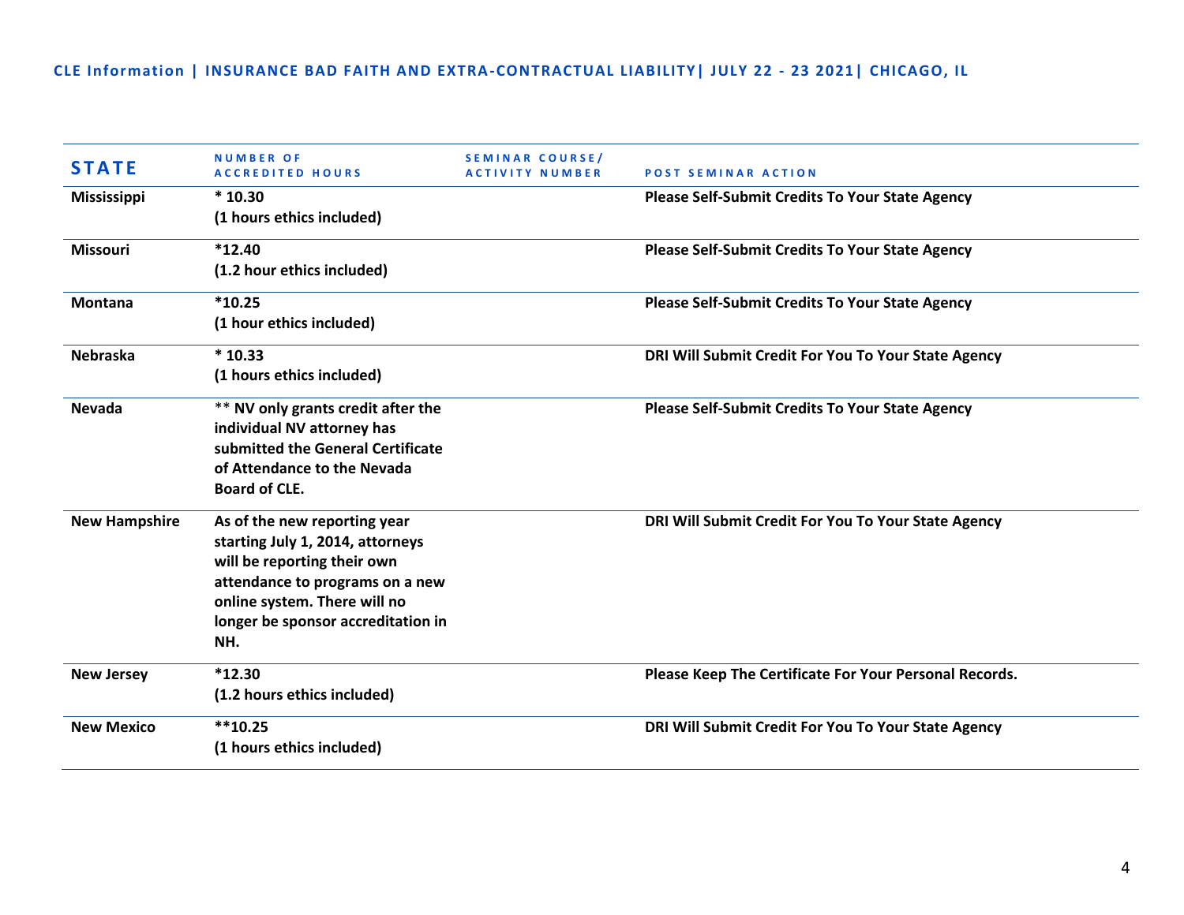CLE Information | INSURANCE BAD FAITH AND EXTRA-CONTRACTUAL LIABILITY| JULY 22 - 23 2021| CHICAGO, IL

| STATE | NUMBER OF ACCREDITED HOURS | SEMINAR COURSE/ ACTIVITY NUMBER | POST SEMINAR ACTION |
|---|---|---|---|
| **Mississippi** | **\* 10.30<br>(1 hours ethics included)** | | **Please Self-Submit Credits To Your State Agency** |
| **Missouri** | **\*12.40<br>(1.2 hour ethics included)** | | **Please Self-Submit Credits To Your State Agency** |
| **Montana** | **\*10.25<br>(1 hour ethics included)** | | **Please Self-Submit Credits To Your State Agency** |
| **Nebraska** | **\* 10.33<br>(1 hours ethics included)** | | **DRI Will Submit Credit For You To Your State Agency** |
| **Nevada** | **\*\* NV only grants credit after the individual NV attorney has submitted the General Certificate of Attendance to the Nevada Board of CLE.** | | **Please Self-Submit Credits To Your State Agency** |
| **New Hampshire** | **As of the new reporting year starting July 1, 2014, attorneys will be reporting their own attendance to programs on a new online system. There will no longer be sponsor accreditation in NH.** | | **DRI Will Submit Credit For You To Your State Agency** |
| **New Jersey** | **\*12.30<br>(1.2 hours ethics included)** | | **Please Keep The Certificate For Your Personal Records.** |
| **New Mexico** | **\*\*10.25<br>(1 hours ethics included)** | | **DRI Will Submit Credit For You To Your State Agency** |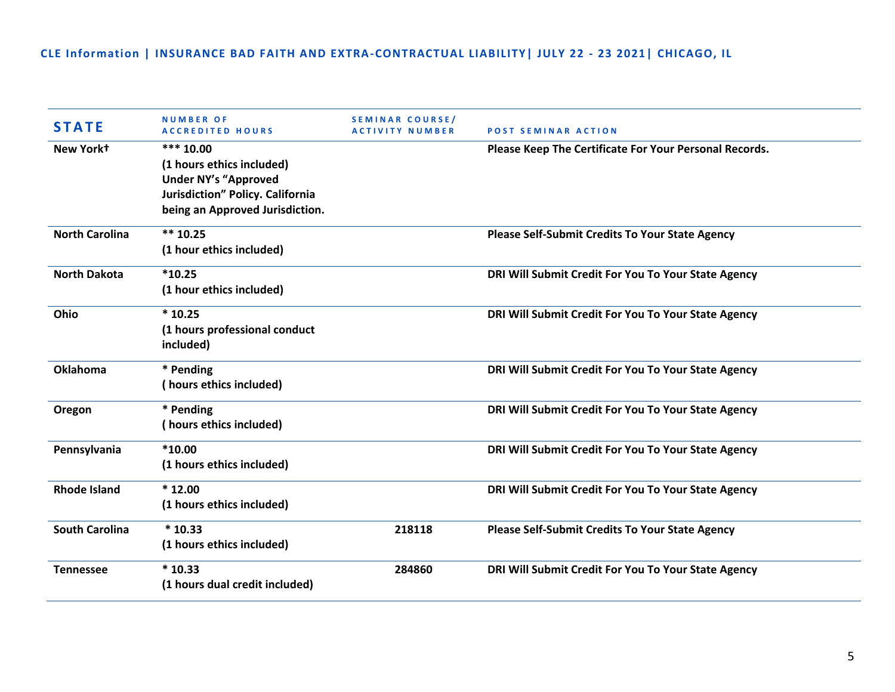**CLE Information | INSURANCE BAD FAITH AND EXTRA-CONTRACTUAL LIABILITY| JULY 22 - 23 2021| CHICAGO, IL**

| STATE | NUMBER OF ACCREDITED HOURS | SEMINAR COURSE/ ACTIVITY NUMBER | POST SEMINAR ACTION |
|---|---|---|---|
| New York† | *** 10.00 (1 hours ethics included) Under NY's "Approved Jurisdiction" Policy. California being an Approved Jurisdiction. | | Please Keep The Certificate For Your Personal Records. |
| North Carolina | ** 10.25 (1 hour ethics included) | | Please Self-Submit Credits To Your State Agency |
| North Dakota | *10.25 (1 hour ethics included) | | DRI Will Submit Credit For You To Your State Agency |
| Ohio | * 10.25 (1 hours professional conduct included) | | DRI Will Submit Credit For You To Your State Agency |
| Oklahoma | * Pending ( hours ethics included) | | DRI Will Submit Credit For You To Your State Agency |
| Oregon | * Pending ( hours ethics included) | | DRI Will Submit Credit For You To Your State Agency |
| Pennsylvania | *10.00 (1 hours ethics included) | | DRI Will Submit Credit For You To Your State Agency |
| Rhode Island | * 12.00 (1 hours ethics included) | | DRI Will Submit Credit For You To Your State Agency |
| South Carolina | * 10.33 (1 hours ethics included) | 218118 | Please Self-Submit Credits To Your State Agency |
| Tennessee | * 10.33 (1 hours dual credit included) | 284860 | DRI Will Submit Credit For You To Your State Agency |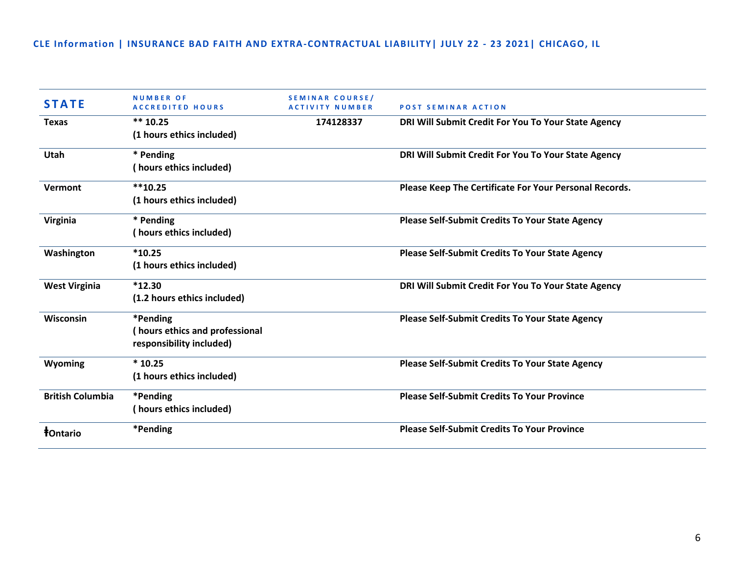CLE Information | INSURANCE BAD FAITH AND EXTRA-CONTRACTUAL LIABILITY| JULY 22 - 23 2021| CHICAGO, IL

| STATE | NUMBER OF ACCREDITED HOURS | SEMINAR COURSE/ ACTIVITY NUMBER | POST SEMINAR ACTION |
|---|---|---|---|
| **Texas** | **** 10.25 (1 hours ethics included)** | **174128337** | **DRI Will Submit Credit For You To Your State Agency** |
| **Utah** | *** Pending ( hours ethics included)** | | **DRI Will Submit Credit For You To Your State Agency** |
| **Vermont** | ****10.25 (1 hours ethics included)** | | **Please Keep The Certificate For Your Personal Records.** |
| **Virginia** | *** Pending ( hours ethics included)** | | **Please Self-Submit Credits To Your State Agency** |
| **Washington** | ***10.25 (1 hours ethics included)** | | **Please Self-Submit Credits To Your State Agency** |
| **West Virginia** | ***12.30 (1.2 hours ethics included)** | | **DRI Will Submit Credit For You To Your State Agency** |
| **Wisconsin** | ***Pending ( hours ethics and professional responsibility included)** | | **Please Self-Submit Credits To Your State Agency** |
| **Wyoming** | *** 10.25 (1 hours ethics included)** | | **Please Self-Submit Credits To Your State Agency** |
| **British Columbia** | ***Pending ( hours ethics included)** | | **Please Self-Submit Credits To Your Province** |
| **ǂOntario** | ***Pending** | | **Please Self-Submit Credits To Your Province** |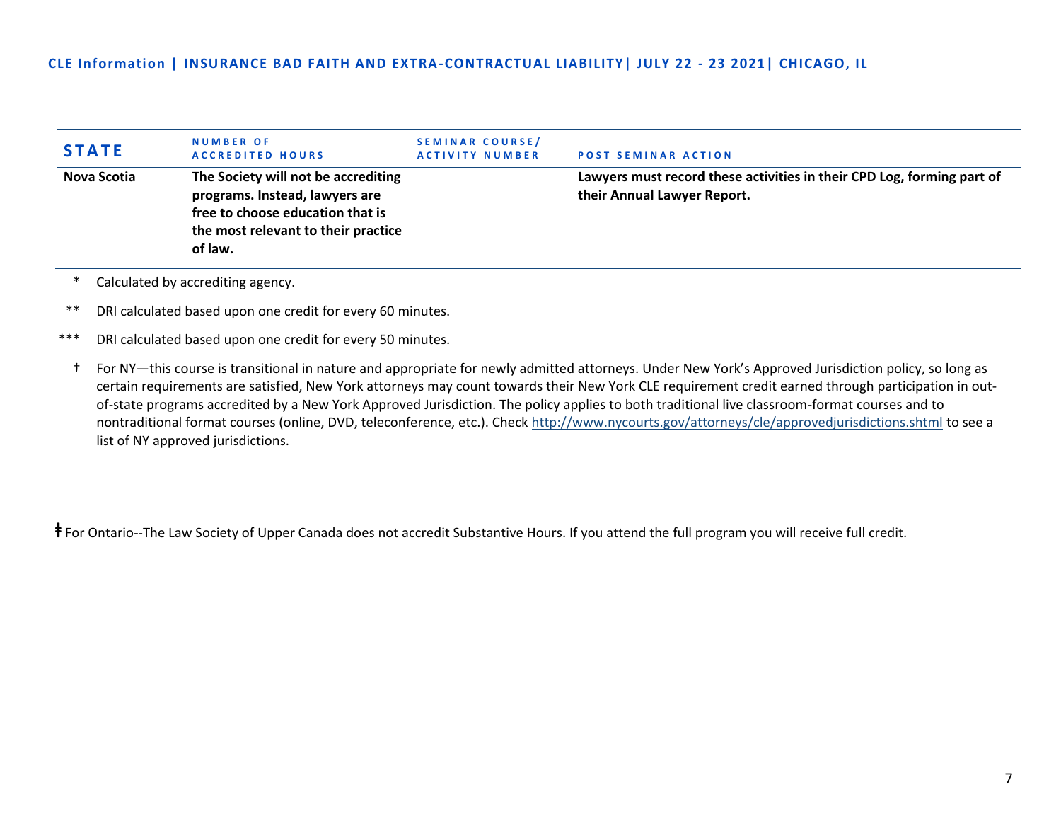| STATE | NUMBER OF ACCREDITED HOURS | SEMINAR COURSE/ ACTIVITY NUMBER | POST SEMINAR ACTION |
|---|---|---|---|
| **Nova Scotia** | **The Society will not be accrediting programs. Instead, lawyers are free to choose education that is the most relevant to their practice of law.** | | **Lawyers must record these activities in their CPD Log, forming part of their Annual Lawyer Report.** |

\* Calculated by accrediting agency.

\*\* DRI calculated based upon one credit for every 60 minutes.

\*\*\* DRI calculated based upon one credit for every 50 minutes.

† For NY—this course is transitional in nature and appropriate for newly admitted attorneys. Under New York's Approved Jurisdiction policy, so long as certain requirements are satisfied, New York attorneys may count towards their New York CLE requirement credit earned through participation in out-of-state programs accredited by a New York Approved Jurisdiction. The policy applies to both traditional live classroom-format courses and to nontraditional format courses (online, DVD, teleconference, etc.). Check http://www.nycourts.gov/attorneys/cle/approvedjurisdictions.shtml to see a list of NY approved jurisdictions.

ǂ For Ontario--The Law Society of Upper Canada does not accredit Substantive Hours. If you attend the full program you will receive full credit.